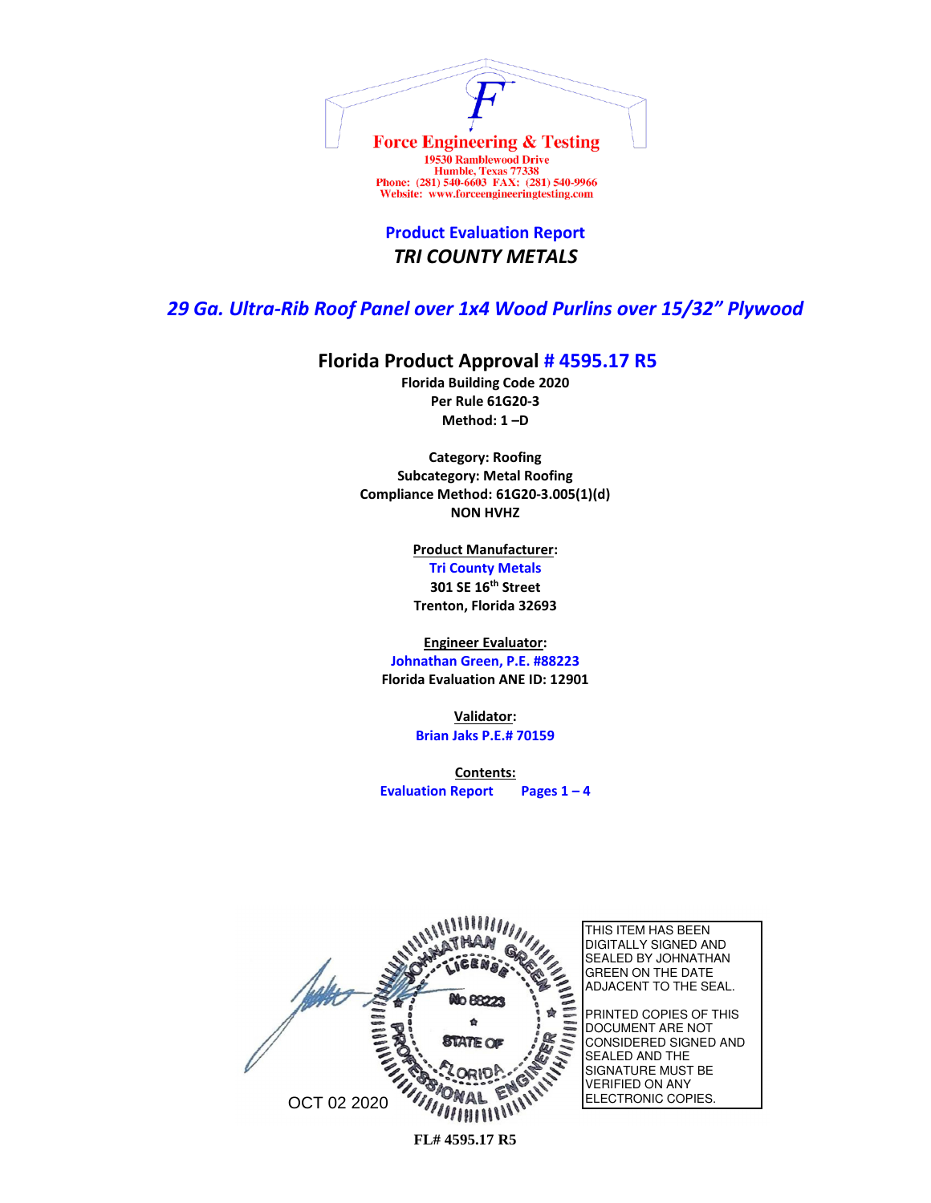**Force Engineering & Testing**
19530 Ramblewood Drive
Humble, Texas 77338
Phone: (281) 540-6603 FAX: (281) 540-9966
Website: www.forceengineeringtesting.com

# Product Evaluation Report

## *TRI COUNTY METALS*

## *29 Ga. Ultra-Rib Roof Panel over 1x4 Wood Purlins over 15/32" Plywood*

### Florida Product Approval # 4595.17 R5

**Florida Building Code 2020**
**Per Rule 61G20-3**
**Method: 1 –D**

**Category: Roofing**
**Subcategory: Metal Roofing**
**Compliance Method: 61G20-3.005(1)(d)**
**NON HVHZ**

**Product Manufacturer:**
**Tri County Metals**
**301 SE 16th Street**
**Trenton, Florida 32693**

**Engineer Evaluator:**
**Johnathan Green, P.E. #88223**
**Florida Evaluation ANE ID: 12901**

**Validator:**
**Brian Jaks P.E.# 70159**

**Contents:**
**Evaluation Report Pages 1 – 4**

JOHNATHAN GREEN LICENSE No 88223 STATE OF FLORIDA PROFESSIONAL ENGINEER

OCT 02 2020

THIS ITEM HAS BEEN DIGITALLY SIGNED AND SEALED BY JOHNATHAN GREEN ON THE DATE ADJACENT TO THE SEAL.

PRINTED COPIES OF THIS DOCUMENT ARE NOT CONSIDERED SIGNED AND SEALED AND THE SIGNATURE MUST BE VERIFIED ON ANY ELECTRONIC COPIES.

**FL# 4595.17 R5**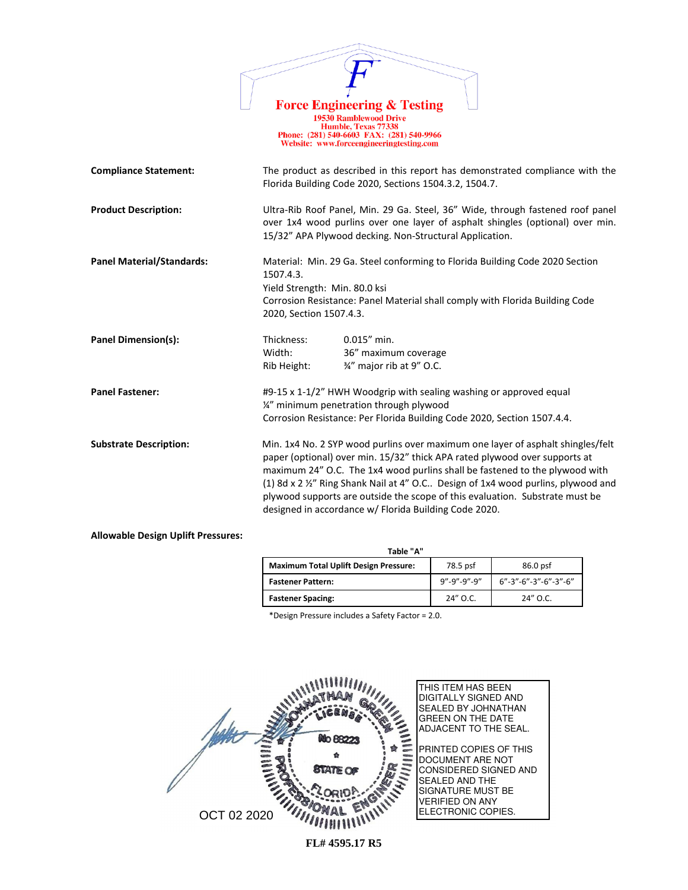**Force Engineering & Testing**
19530 Ramblewood Drive
Humble, Texas 77338
Phone: (281) 540-6603 FAX: (281) 540-9966
Website: www.forceengineeringtesting.com

**Compliance Statement:** The product as described in this report has demonstrated compliance with the Florida Building Code 2020, Sections 1504.3.2, 1504.7.

**Product Description:** Ultra-Rib Roof Panel, Min. 29 Ga. Steel, 36" Wide, through fastened roof panel over 1x4 wood purlins over one layer of asphalt shingles (optional) over min. 15/32" APA Plywood decking. Non-Structural Application.

**Panel Material/Standards:** Material: Min. 29 Ga. Steel conforming to Florida Building Code 2020 Section 1507.4.3.
Yield Strength: Min. 80.0 ksi
Corrosion Resistance: Panel Material shall comply with Florida Building Code 2020, Section 1507.4.3.

**Panel Dimension(s):**
Thickness: 0.015" min.
Width: 36" maximum coverage
Rib Height: ¾" major rib at 9" O.C.

**Panel Fastener:** #9-15 x 1-1/2" HWH Woodgrip with sealing washing or approved equal
¼" minimum penetration through plywood
Corrosion Resistance: Per Florida Building Code 2020, Section 1507.4.4.

**Substrate Description:** Min. 1x4 No. 2 SYP wood purlins over maximum one layer of asphalt shingles/felt paper (optional) over min. 15/32" thick APA rated plywood over supports at maximum 24" O.C. The 1x4 wood purlins shall be fastened to the plywood with (1) 8d x 2 ½" Ring Shank Nail at 4" O.C.. Design of 1x4 wood purlins, plywood and plywood supports are outside the scope of this evaluation. Substrate must be designed in accordance w/ Florida Building Code 2020.

**Allowable Design Uplift Pressures:**

Table "A"

| **Maximum Total Uplift Design Pressure:** | 78.5 psf | 86.0 psf |
|---|---|---|
| **Fastener Pattern:** | 9"-9"-9"-9" | 6"-3"-6"-3"-6"-3"-6" |
| **Fastener Spacing:** | 24" O.C. | 24" O.C. |

*Design Pressure includes a Safety Factor = 2.0.

JOHNATHAN GREEN LICENSE No 88223 STATE OF FLORIDA PROFESSIONAL ENGINEER

OCT 02 2020

THIS ITEM HAS BEEN DIGITALLY SIGNED AND SEALED BY JOHNATHAN GREEN ON THE DATE ADJACENT TO THE SEAL.

PRINTED COPIES OF THIS DOCUMENT ARE NOT CONSIDERED SIGNED AND SEALED AND THE SIGNATURE MUST BE VERIFIED ON ANY ELECTRONIC COPIES.

**FL# 4595.17 R5**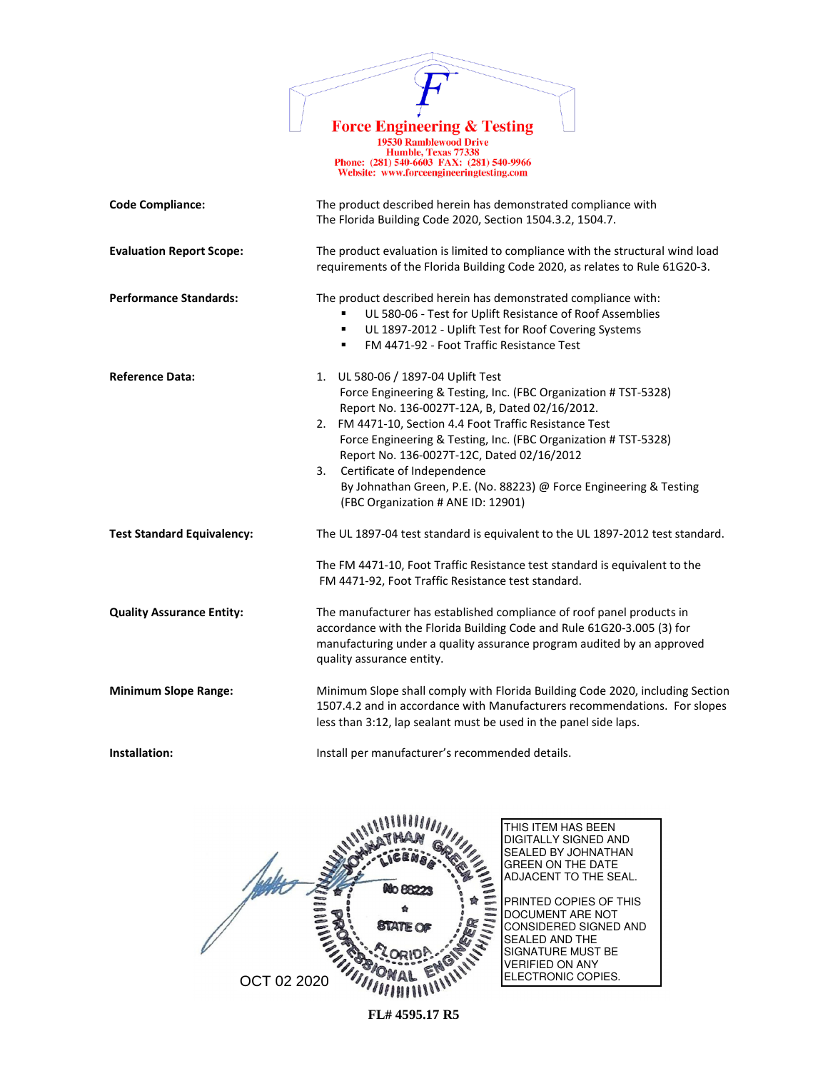**Force Engineering & Testing**
19530 Ramblewood Drive
Humble, Texas 77338
Phone: (281) 540-6603 FAX: (281) 540-9966
Website: www.forceengineeringtesting.com

| | |
|---|---|
| **Code Compliance:** | The product described herein has demonstrated compliance with The Florida Building Code 2020, Section 1504.3.2, 1504.7. |
| **Evaluation Report Scope:** | The product evaluation is limited to compliance with the structural wind load requirements of the Florida Building Code 2020, as relates to Rule 61G20-3. |
| **Performance Standards:** | The product described herein has demonstrated compliance with:<br>▪ UL 580-06 - Test for Uplift Resistance of Roof Assemblies<br>▪ UL 1897-2012 - Uplift Test for Roof Covering Systems<br>▪ FM 4471-92 - Foot Traffic Resistance Test |
| **Reference Data:** | 1. UL 580-06 / 1897-04 Uplift Test<br>Force Engineering & Testing, Inc. (FBC Organization # TST-5328)<br>Report No. 136-0027T-12A, B, Dated 02/16/2012.<br>2. FM 4471-10, Section 4.4 Foot Traffic Resistance Test<br>Force Engineering & Testing, Inc. (FBC Organization # TST-5328)<br>Report No. 136-0027T-12C, Dated 02/16/2012<br>3. Certificate of Independence<br>By Johnathan Green, P.E. (No. 88223) @ Force Engineering & Testing<br>(FBC Organization # ANE ID: 12901) |
| **Test Standard Equivalency:** | The UL 1897-04 test standard is equivalent to the UL 1897-2012 test standard.<br><br>The FM 4471-10, Foot Traffic Resistance test standard is equivalent to the FM 4471-92, Foot Traffic Resistance test standard. |
| **Quality Assurance Entity:** | The manufacturer has established compliance of roof panel products in accordance with the Florida Building Code and Rule 61G20-3.005 (3) for manufacturing under a quality assurance program audited by an approved quality assurance entity. |
| **Minimum Slope Range:** | Minimum Slope shall comply with Florida Building Code 2020, including Section 1507.4.2 and in accordance with Manufacturers recommendations. For slopes less than 3:12, lap sealant must be used in the panel side laps. |
| **Installation:** | Install per manufacturer's recommended details. |

JOHNATHAN GREEN LICENSE No 88223 STATE OF FLORIDA PROFESSIONAL ENGINEER

OCT 02 2020

THIS ITEM HAS BEEN DIGITALLY SIGNED AND SEALED BY JOHNATHAN GREEN ON THE DATE ADJACENT TO THE SEAL.

PRINTED COPIES OF THIS DOCUMENT ARE NOT CONSIDERED SIGNED AND SEALED AND THE SIGNATURE MUST BE VERIFIED ON ANY ELECTRONIC COPIES.

**FL# 4595.17 R5**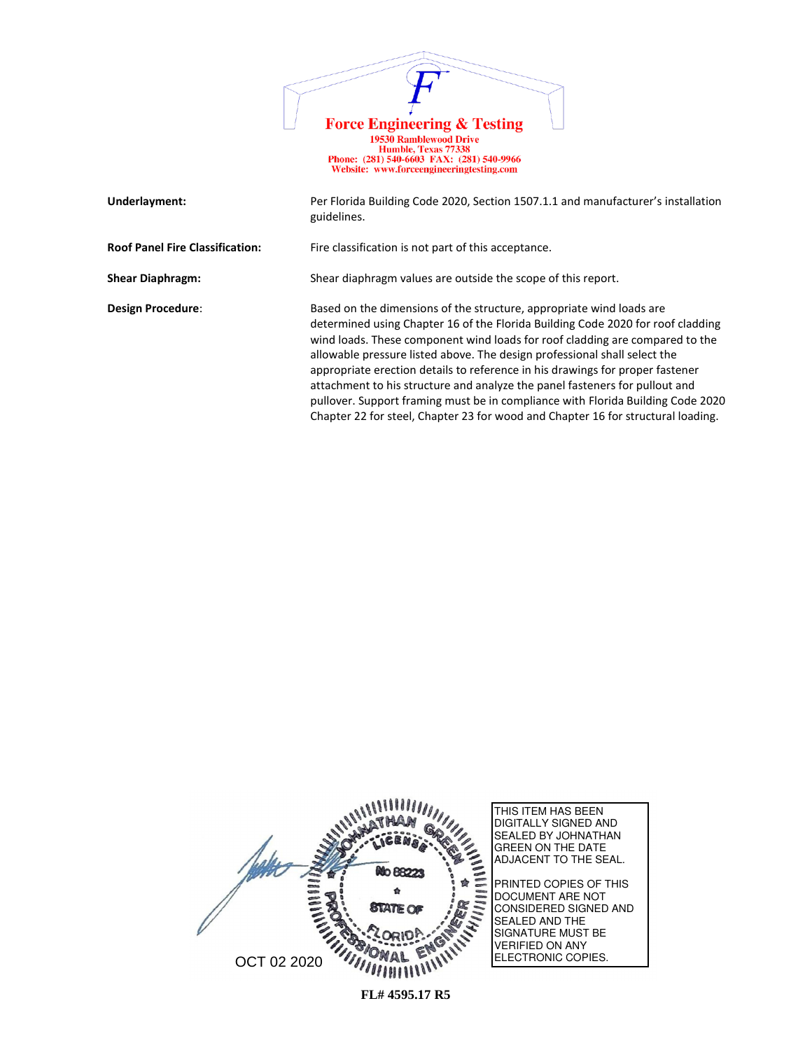**Force Engineering & Testing**
19530 Ramblewood Drive
Humble, Texas 77338
Phone: (281) 540-6603 FAX: (281) 540-9966
Website: www.forceengineeringtesting.com

| | |
|---|---|
| **Underlayment:** | Per Florida Building Code 2020, Section 1507.1.1 and manufacturer's installation guidelines. |
| **Roof Panel Fire Classification:** | Fire classification is not part of this acceptance. |
| **Shear Diaphragm:** | Shear diaphragm values are outside the scope of this report. |
| **Design Procedure**: | Based on the dimensions of the structure, appropriate wind loads are determined using Chapter 16 of the Florida Building Code 2020 for roof cladding wind loads. These component wind loads for roof cladding are compared to the allowable pressure listed above. The design professional shall select the appropriate erection details to reference in his drawings for proper fastener attachment to his structure and analyze the panel fasteners for pullout and pullover. Support framing must be in compliance with Florida Building Code 2020 Chapter 22 for steel, Chapter 23 for wood and Chapter 16 for structural loading. |

JOHNATHAN GREEN
LICENSE
No 88223
STATE OF
FLORIDA
PROFESSIONAL ENGINEER

OCT 02 2020

THIS ITEM HAS BEEN DIGITALLY SIGNED AND SEALED BY JOHNATHAN GREEN ON THE DATE ADJACENT TO THE SEAL.

PRINTED COPIES OF THIS DOCUMENT ARE NOT CONSIDERED SIGNED AND SEALED AND THE SIGNATURE MUST BE VERIFIED ON ANY ELECTRONIC COPIES.

**FL# 4595.17 R5**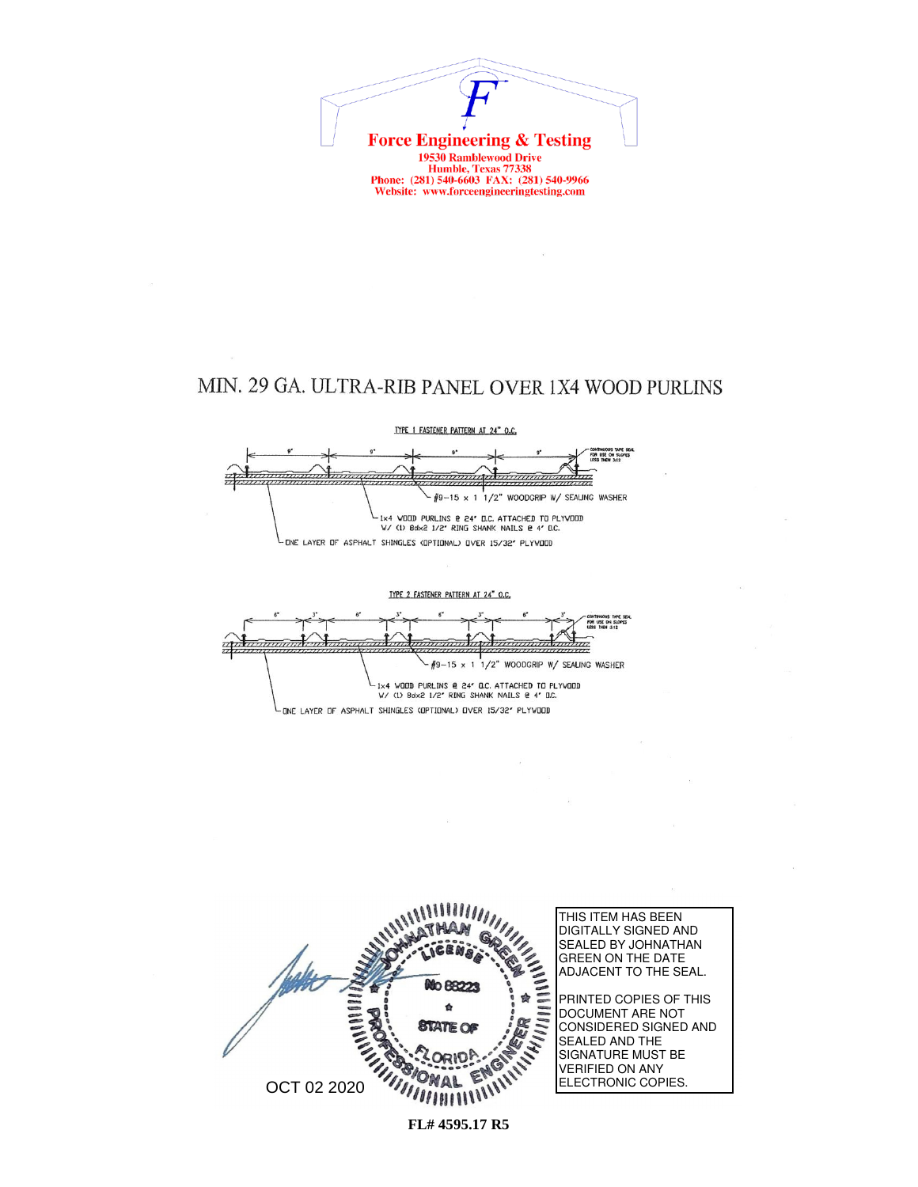**Force Engineering & Testing**
19530 Ramblewood Drive
Humble, Texas 77338
Phone: (281) 540-6603 FAX: (281) 540-9966
Website: www.forceengineeringtesting.com

# MIN. 29 GA. ULTRA-RIB PANEL OVER 1X4 WOOD PURLINS

TYPE 1 FASTENER PATTERN AT 24" O.C.

9" 9" 9" 9"

CONTINUOUS TAPE SEAL FOR USE ON SLOPES LESS THAN 3:12

#9-15 x 1 1/2" WOODGRIP W/ SEALING WASHER

1x4 WOOD PURLINS @ 24" O.C. ATTACHED TO PLYWOOD W/ (1) 8dx2 1/2" RING SHANK NAILS @ 4" O.C.

ONE LAYER OF ASPHALT SHINGLES (OPTIONAL) OVER 15/32" PLYWOOD

TYPE 2 FASTENER PATTERN AT 24" O.C.

6" 3" 6" 3" 6" 3" 6" 3"

CONTINUOUS TAPE SEAL FOR USE ON SLOPES LESS THAN 3:12

#9-15 x 1 1/2" WOODGRIP W/ SEALING WASHER

1x4 WOOD PURLINS @ 24" O.C. ATTACHED TO PLYWOOD W/ (1) 8dx2 1/2" RING SHANK NAILS @ 4" O.C.

ONE LAYER OF ASPHALT SHINGLES (OPTIONAL) OVER 15/32" PLYWOOD

JOHNATHAN GREEN
LICENSE
No 88223
STATE OF FLORIDA
PROFESSIONAL ENGINEER

OCT 02 2020

THIS ITEM HAS BEEN DIGITALLY SIGNED AND SEALED BY JOHNATHAN GREEN ON THE DATE ADJACENT TO THE SEAL.

PRINTED COPIES OF THIS DOCUMENT ARE NOT CONSIDERED SIGNED AND SEALED AND THE SIGNATURE MUST BE VERIFIED ON ANY ELECTRONIC COPIES.

**FL# 4595.17 R5**